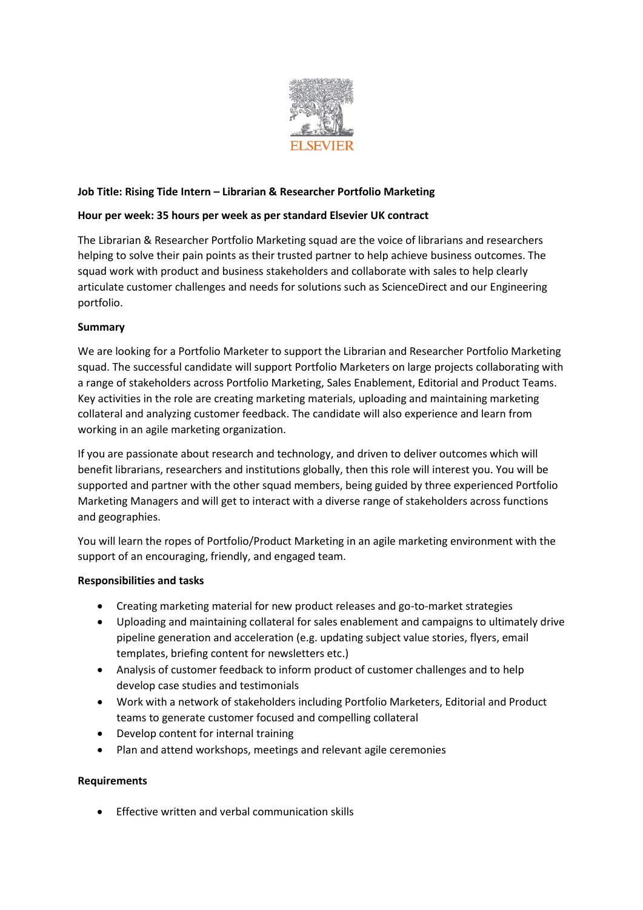ELSEVIER

**Job Title: Rising Tide Intern – Librarian & Researcher Portfolio Marketing**

**Hour per week: 35 hours per week as per standard Elsevier UK contract**

The Librarian & Researcher Portfolio Marketing squad are the voice of librarians and researchers helping to solve their pain points as their trusted partner to help achieve business outcomes. The squad work with product and business stakeholders and collaborate with sales to help clearly articulate customer challenges and needs for solutions such as ScienceDirect and our Engineering portfolio.

**Summary**

We are looking for a Portfolio Marketer to support the Librarian and Researcher Portfolio Marketing squad. The successful candidate will support Portfolio Marketers on large projects collaborating with a range of stakeholders across Portfolio Marketing, Sales Enablement, Editorial and Product Teams. Key activities in the role are creating marketing materials, uploading and maintaining marketing collateral and analyzing customer feedback. The candidate will also experience and learn from working in an agile marketing organization.

If you are passionate about research and technology, and driven to deliver outcomes which will benefit librarians, researchers and institutions globally, then this role will interest you. You will be supported and partner with the other squad members, being guided by three experienced Portfolio Marketing Managers and will get to interact with a diverse range of stakeholders across functions and geographies.

You will learn the ropes of Portfolio/Product Marketing in an agile marketing environment with the support of an encouraging, friendly, and engaged team.

**Responsibilities and tasks**

- Creating marketing material for new product releases and go-to-market strategies
- Uploading and maintaining collateral for sales enablement and campaigns to ultimately drive pipeline generation and acceleration (e.g. updating subject value stories, flyers, email templates, briefing content for newsletters etc.)
- Analysis of customer feedback to inform product of customer challenges and to help develop case studies and testimonials
- Work with a network of stakeholders including Portfolio Marketers, Editorial and Product teams to generate customer focused and compelling collateral
- Develop content for internal training
- Plan and attend workshops, meetings and relevant agile ceremonies

**Requirements**

- Effective written and verbal communication skills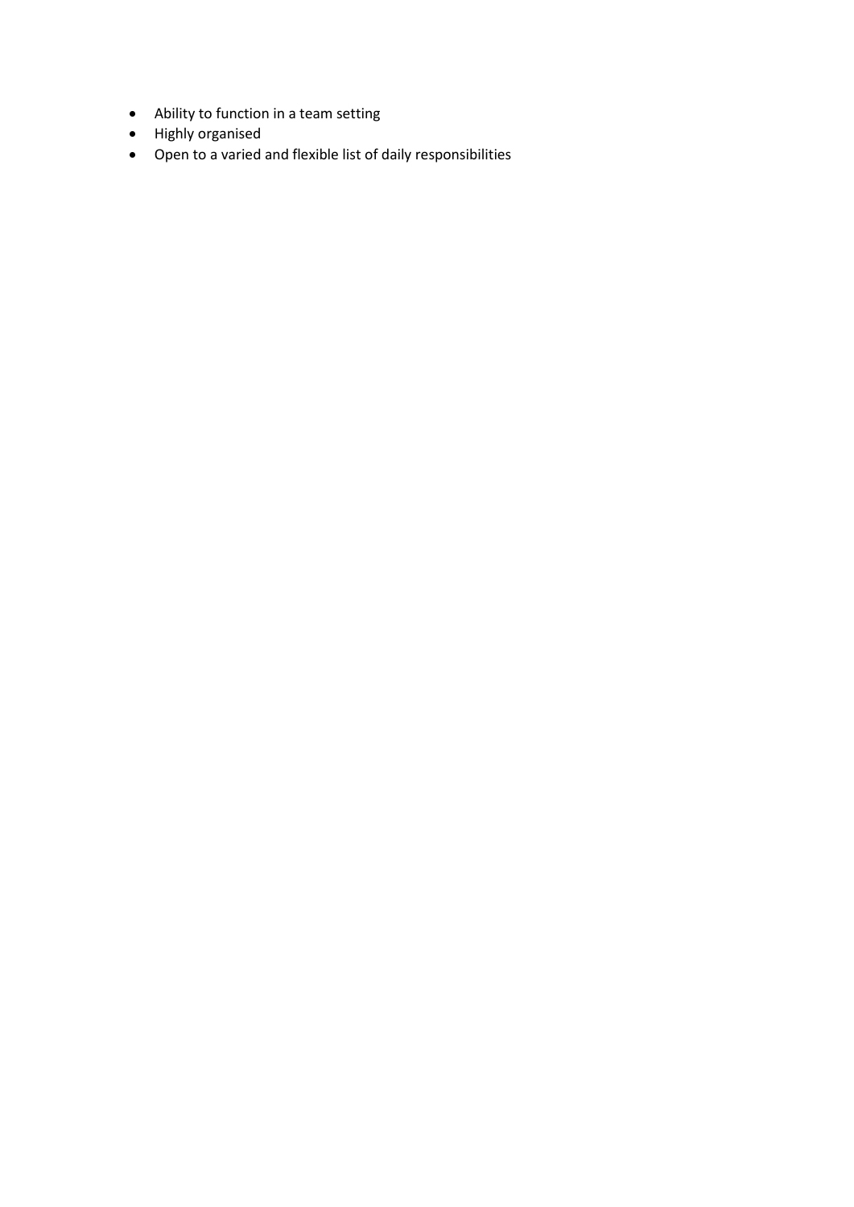- Ability to function in a team setting
- Highly organised
- Open to a varied and flexible list of daily responsibilities